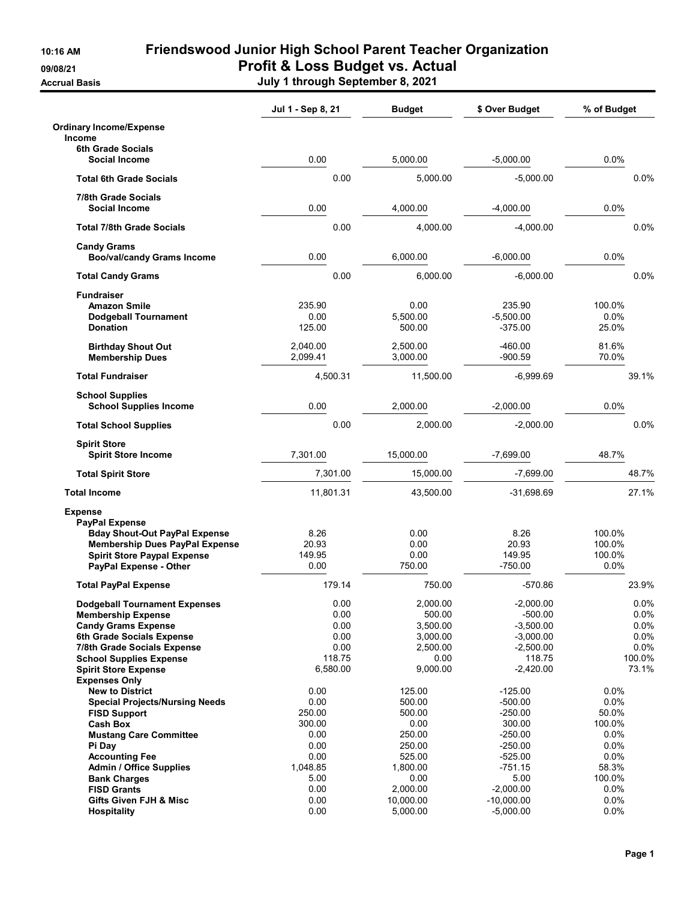# Friendswood Junior High School Parent Teacher Organization

## Profit & Loss Budget vs. Actual

**July 1 through September 8, 2021**

10:16 AM
09/08/21
Accrual Basis

| | Jul 1 - Sep 8, 21 | Budget | $ Over Budget | % of Budget |
|---|---|---|---|---|
| **Ordinary Income/Expense** | | | | |
| **Income** | | | | |
| **6th Grade Socials** | | | | |
| **Social Income** | 0.00 | 5,000.00 | -5,000.00 | 0.0% |
| **Total 6th Grade Socials** | 0.00 | 5,000.00 | -5,000.00 | 0.0% |
| **7/8th Grade Socials** | | | | |
| **Social Income** | 0.00 | 4,000.00 | -4,000.00 | 0.0% |
| **Total 7/8th Grade Socials** | 0.00 | 4,000.00 | -4,000.00 | 0.0% |
| **Candy Grams** | | | | |
| **Boo/val/candy Grams Income** | 0.00 | 6,000.00 | -6,000.00 | 0.0% |
| **Total Candy Grams** | 0.00 | 6,000.00 | -6,000.00 | 0.0% |
| **Fundraiser** | | | | |
| **Amazon Smile** | 235.90 | 0.00 | 235.90 | 100.0% |
| **Dodgeball Tournament** | 0.00 | 5,500.00 | -5,500.00 | 0.0% |
| **Donation** | 125.00 | 500.00 | -375.00 | 25.0% |
| **Birthday Shout Out** | 2,040.00 | 2,500.00 | -460.00 | 81.6% |
| **Membership Dues** | 2,099.41 | 3,000.00 | -900.59 | 70.0% |
| **Total Fundraiser** | 4,500.31 | 11,500.00 | -6,999.69 | 39.1% |
| **School Supplies** | | | | |
| **School Supplies Income** | 0.00 | 2,000.00 | -2,000.00 | 0.0% |
| **Total School Supplies** | 0.00 | 2,000.00 | -2,000.00 | 0.0% |
| **Spirit Store** | | | | |
| **Spirit Store Income** | 7,301.00 | 15,000.00 | -7,699.00 | 48.7% |
| **Total Spirit Store** | 7,301.00 | 15,000.00 | -7,699.00 | 48.7% |
| **Total Income** | 11,801.31 | 43,500.00 | -31,698.69 | 27.1% |
| **Expense** | | | | |
| **PayPal Expense** | | | | |
| **Bday Shout-Out PayPal Expense** | 8.26 | 0.00 | 8.26 | 100.0% |
| **Membership Dues PayPal Expense** | 20.93 | 0.00 | 20.93 | 100.0% |
| **Spirit Store Paypal Expense** | 149.95 | 0.00 | 149.95 | 100.0% |
| **PayPal Expense - Other** | 0.00 | 750.00 | -750.00 | 0.0% |
| **Total PayPal Expense** | 179.14 | 750.00 | -570.86 | 23.9% |
| **Dodgeball Tournament Expenses** | 0.00 | 2,000.00 | -2,000.00 | 0.0% |
| **Membership Expense** | 0.00 | 500.00 | -500.00 | 0.0% |
| **Candy Grams Expense** | 0.00 | 3,500.00 | -3,500.00 | 0.0% |
| **6th Grade Socials Expense** | 0.00 | 3,000.00 | -3,000.00 | 0.0% |
| **7/8th Grade Socials Expense** | 0.00 | 2,500.00 | -2,500.00 | 0.0% |
| **School Supplies Expense** | 118.75 | 0.00 | 118.75 | 100.0% |
| **Spirit Store Expense** | 6,580.00 | 9,000.00 | -2,420.00 | 73.1% |
| **Expenses Only** | | | | |
| **New to District** | 0.00 | 125.00 | -125.00 | 0.0% |
| **Special Projects/Nursing Needs** | 0.00 | 500.00 | -500.00 | 0.0% |
| **FISD Support** | 250.00 | 500.00 | -250.00 | 50.0% |
| **Cash Box** | 300.00 | 0.00 | 300.00 | 100.0% |
| **Mustang Care Committee** | 0.00 | 250.00 | -250.00 | 0.0% |
| **Pi Day** | 0.00 | 250.00 | -250.00 | 0.0% |
| **Accounting Fee** | 0.00 | 525.00 | -525.00 | 0.0% |
| **Admin / Office Supplies** | 1,048.85 | 1,800.00 | -751.15 | 58.3% |
| **Bank Charges** | 5.00 | 0.00 | 5.00 | 100.0% |
| **FISD Grants** | 0.00 | 2,000.00 | -2,000.00 | 0.0% |
| **Gifts Given FJH & Misc** | 0.00 | 10,000.00 | -10,000.00 | 0.0% |
| **Hospitality** | 0.00 | 5,000.00 | -5,000.00 | 0.0% |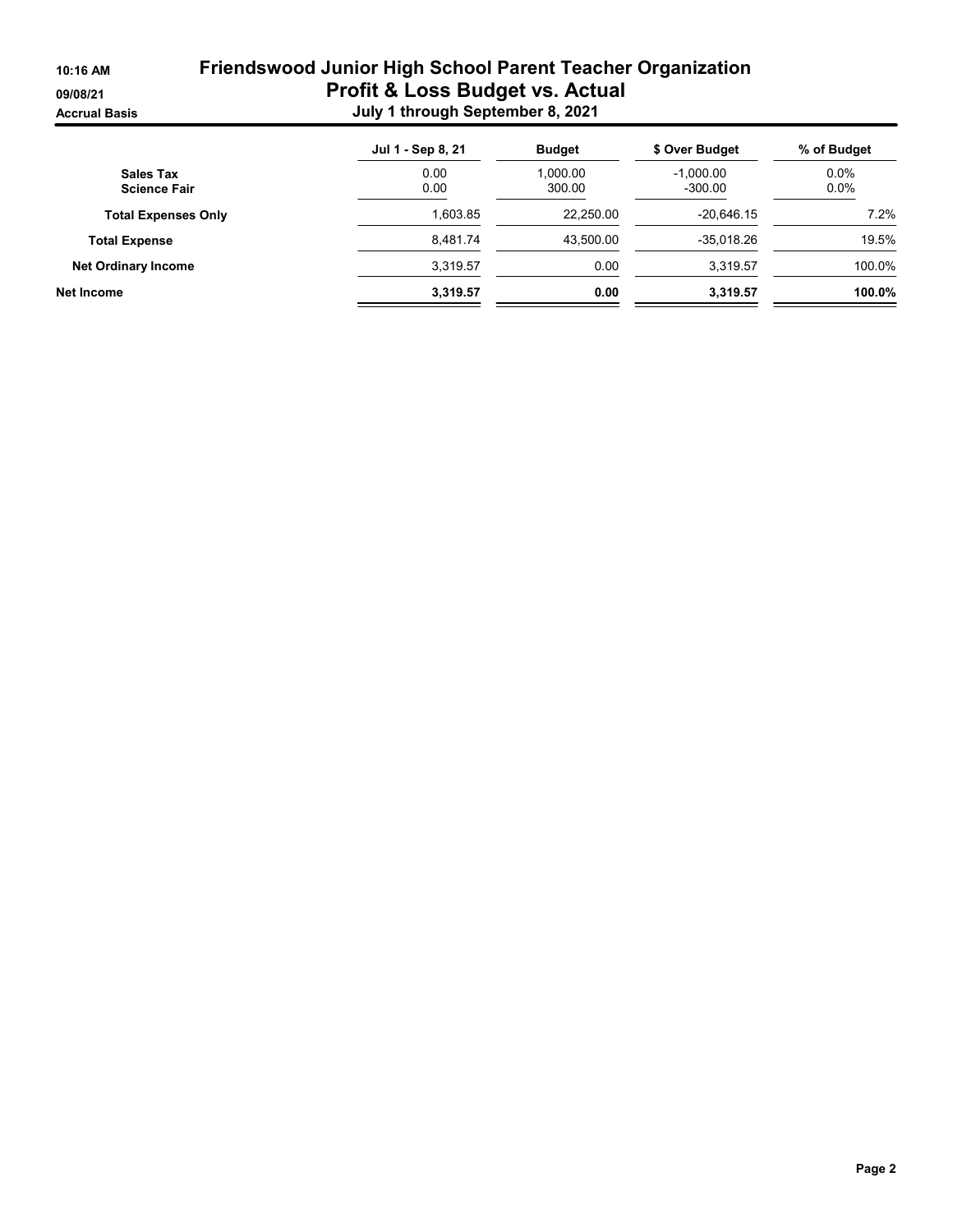# Friendswood Junior High School Parent Teacher Organization

## Profit & Loss Budget vs. Actual

### July 1 through September 8, 2021

10:16 AM
09/08/21
Accrual Basis

| | Jul 1 - Sep 8, 21 | Budget | $ Over Budget | % of Budget |
|---|---|---|---|---|
| Sales Tax | 0.00 | 1,000.00 | -1,000.00 | 0.0% |
| Science Fair | 0.00 | 300.00 | -300.00 | 0.0% |
| **Total Expenses Only** | 1,603.85 | 22,250.00 | -20,646.15 | 7.2% |
| **Total Expense** | 8,481.74 | 43,500.00 | -35,018.26 | 19.5% |
| **Net Ordinary Income** | 3,319.57 | 0.00 | 3,319.57 | 100.0% |
| **Net Income** | **3,319.57** | **0.00** | **3,319.57** | **100.0%** |